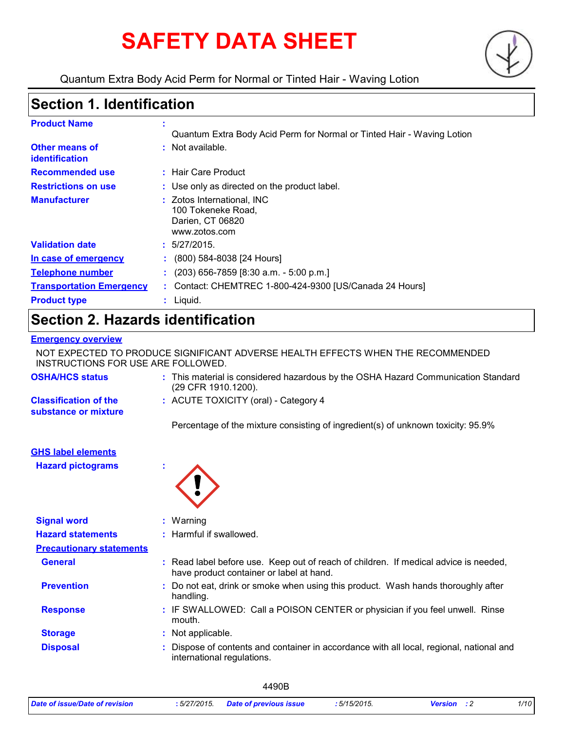# SAFETY DATA SHEET

Quantum Extra Body Acid Perm for Normal or Tinted Hair - Waving Lotion

## Section 1. Identification

**Product Name** : Quantum Extra Body Acid Perm for Normal or Tinted Hair - Waving Lotion

**Other means of identification** : Not available.

**Recommended use** : Hair Care Product

**Restrictions on use** : Use only as directed on the product label.

**Manufacturer** : Zotos International, INC
100 Tokeneke Road,
Darien, CT 06820
www.zotos.com

**Validation date** : 5/27/2015.

**In case of emergency** : (800) 584-8038 [24 Hours]

**Telephone number** : (203) 656-7859 [8:30 a.m. - 5:00 p.m.]

**Transportation Emergency** : Contact: CHEMTREC 1-800-424-9300 [US/Canada 24 Hours]

**Product type** : Liquid.

## Section 2. Hazards identification

**Emergency overview**

NOT EXPECTED TO PRODUCE SIGNIFICANT ADVERSE HEALTH EFFECTS WHEN THE RECOMMENDED INSTRUCTIONS FOR USE ARE FOLLOWED.

**OSHA/HCS status** : This material is considered hazardous by the OSHA Hazard Communication Standard (29 CFR 1910.1200).

**Classification of the substance or mixture** : ACUTE TOXICITY (oral) - Category 4

Percentage of the mixture consisting of ingredient(s) of unknown toxicity: 95.9%

**GHS label elements**

**Hazard pictograms** :

**Signal word** : Warning

**Hazard statements** : Harmful if swallowed.

**Precautionary statements**

**General** : Read label before use. Keep out of reach of children. If medical advice is needed, have product container or label at hand.

**Prevention** : Do not eat, drink or smoke when using this product. Wash hands thoroughly after handling.

**Response** : IF SWALLOWED: Call a POISON CENTER or physician if you feel unwell. Rinse mouth.

**Storage** : Not applicable.

**Disposal** : Dispose of contents and container in accordance with all local, regional, national and international regulations.

4490B

*Date of issue/Date of revision* : 5/27/2015. *Date of previous issue* : 5/15/2015. *Version* : 2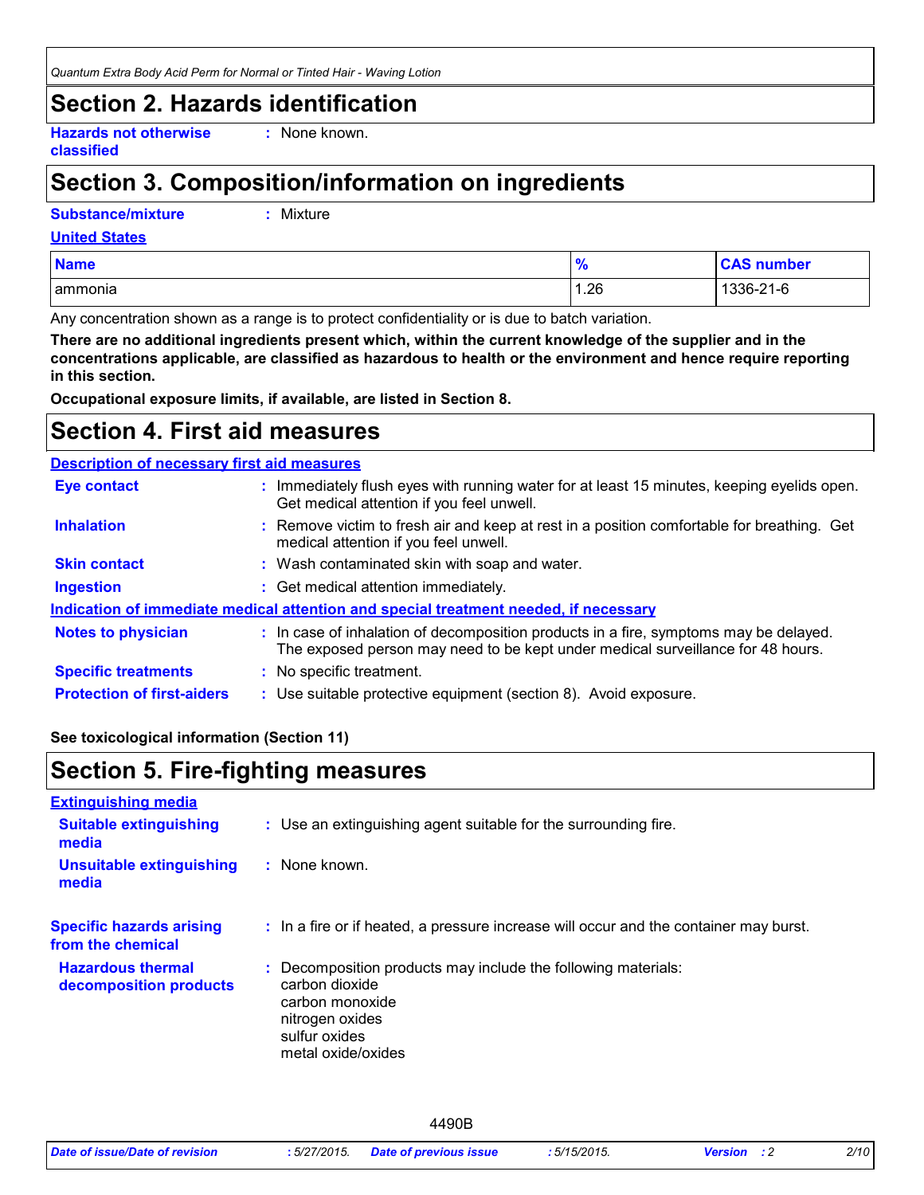## Section 2. Hazards identification

**Hazards not otherwise classified** : None known.

## Section 3. Composition/information on ingredients

**Substance/mixture** : Mixture

**United States**

| Name | % | CAS number |
|---|---|---|
| ammonia | 1.26 | 1336-21-6 |

Any concentration shown as a range is to protect confidentiality or is due to batch variation.

**There are no additional ingredients present which, within the current knowledge of the supplier and in the concentrations applicable, are classified as hazardous to health or the environment and hence require reporting in this section.**

**Occupational exposure limits, if available, are listed in Section 8.**

## Section 4. First aid measures

**Description of necessary first aid measures**

**Eye contact** : Immediately flush eyes with running water for at least 15 minutes, keeping eyelids open. Get medical attention if you feel unwell.

**Inhalation** : Remove victim to fresh air and keep at rest in a position comfortable for breathing. Get medical attention if you feel unwell.

**Skin contact** : Wash contaminated skin with soap and water.

**Ingestion** : Get medical attention immediately.

**Indication of immediate medical attention and special treatment needed, if necessary**

**Notes to physician** : In case of inhalation of decomposition products in a fire, symptoms may be delayed. The exposed person may need to be kept under medical surveillance for 48 hours.

**Specific treatments** : No specific treatment.

**Protection of first-aiders** : Use suitable protective equipment (section 8). Avoid exposure.

**See toxicological information (Section 11)**

## Section 5. Fire-fighting measures

**Extinguishing media**

**Suitable extinguishing media** : Use an extinguishing agent suitable for the surrounding fire.

**Unsuitable extinguishing media** : None known.

**Specific hazards arising from the chemical** : In a fire or if heated, a pressure increase will occur and the container may burst.

**Hazardous thermal decomposition products** : Decomposition products may include the following materials:
carbon dioxide
carbon monoxide
nitrogen oxides
sulfur oxides
metal oxide/oxides

4490B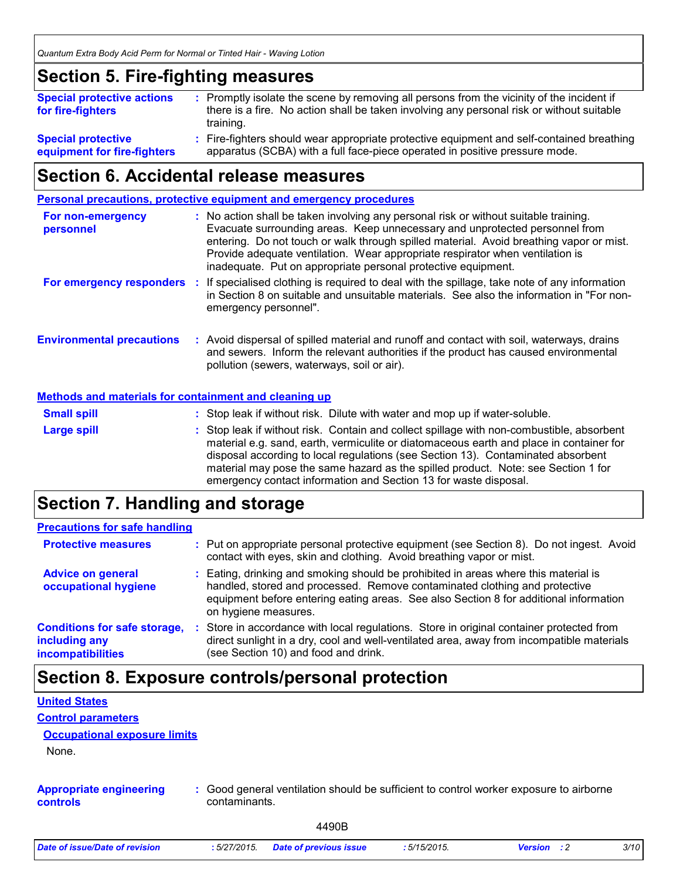## Section 5. Fire-fighting measures

**Special protective actions for fire-fighters** : Promptly isolate the scene by removing all persons from the vicinity of the incident if there is a fire. No action shall be taken involving any personal risk or without suitable training.

**Special protective equipment for fire-fighters** : Fire-fighters should wear appropriate protective equipment and self-contained breathing apparatus (SCBA) with a full face-piece operated in positive pressure mode.

## Section 6. Accidental release measures

### Personal precautions, protective equipment and emergency procedures

**For non-emergency personnel** : No action shall be taken involving any personal risk or without suitable training. Evacuate surrounding areas. Keep unnecessary and unprotected personnel from entering. Do not touch or walk through spilled material. Avoid breathing vapor or mist. Provide adequate ventilation. Wear appropriate respirator when ventilation is inadequate. Put on appropriate personal protective equipment.

**For emergency responders** : If specialised clothing is required to deal with the spillage, take note of any information in Section 8 on suitable and unsuitable materials. See also the information in "For non-emergency personnel".

**Environmental precautions** : Avoid dispersal of spilled material and runoff and contact with soil, waterways, drains and sewers. Inform the relevant authorities if the product has caused environmental pollution (sewers, waterways, soil or air).

### Methods and materials for containment and cleaning up

**Small spill** : Stop leak if without risk. Dilute with water and mop up if water-soluble.

**Large spill** : Stop leak if without risk. Contain and collect spillage with non-combustible, absorbent material e.g. sand, earth, vermiculite or diatomaceous earth and place in container for disposal according to local regulations (see Section 13). Contaminated absorbent material may pose the same hazard as the spilled product. Note: see Section 1 for emergency contact information and Section 13 for waste disposal.

## Section 7. Handling and storage

### Precautions for safe handling

**Protective measures** : Put on appropriate personal protective equipment (see Section 8). Do not ingest. Avoid contact with eyes, skin and clothing. Avoid breathing vapor or mist.

**Advice on general occupational hygiene** : Eating, drinking and smoking should be prohibited in areas where this material is handled, stored and processed. Remove contaminated clothing and protective equipment before entering eating areas. See also Section 8 for additional information on hygiene measures.

**Conditions for safe storage, including any incompatibilities** : Store in accordance with local regulations. Store in original container protected from direct sunlight in a dry, cool and well-ventilated area, away from incompatible materials (see Section 10) and food and drink.

## Section 8. Exposure controls/personal protection

### United States

### Control parameters

#### Occupational exposure limits

None.

**Appropriate engineering controls** : Good general ventilation should be sufficient to control worker exposure to airborne contaminants.

4490B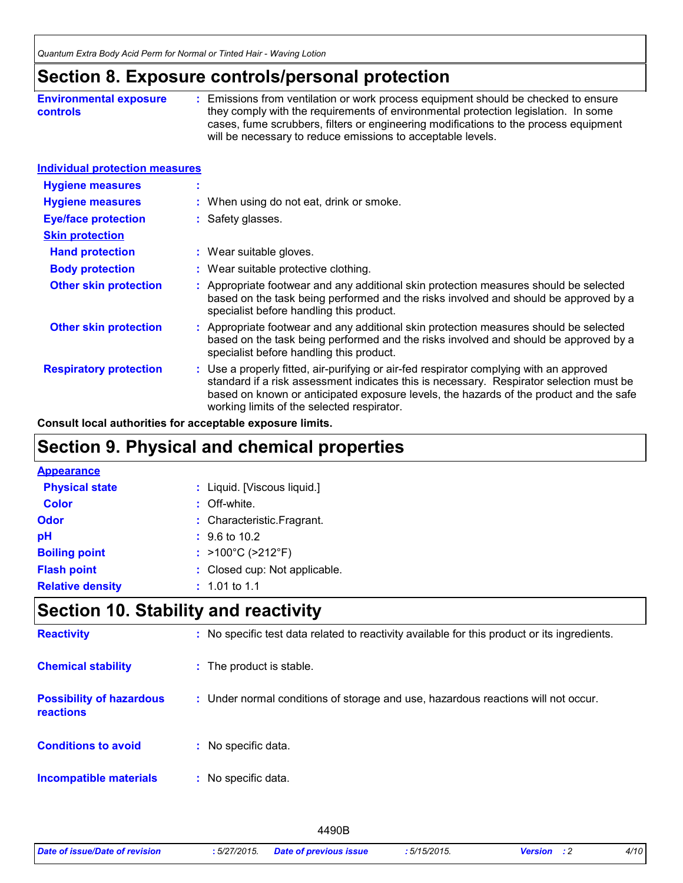## Section 8. Exposure controls/personal protection

**Environmental exposure controls** : Emissions from ventilation or work process equipment should be checked to ensure they comply with the requirements of environmental protection legislation. In some cases, fume scrubbers, filters or engineering modifications to the process equipment will be necessary to reduce emissions to acceptable levels.

**Individual protection measures**

**Hygiene measures** :

**Hygiene measures** : When using do not eat, drink or smoke.

**Eye/face protection** : Safety glasses.

**Skin protection**

**Hand protection** : Wear suitable gloves.

**Body protection** : Wear suitable protective clothing.

**Other skin protection** : Appropriate footwear and any additional skin protection measures should be selected based on the task being performed and the risks involved and should be approved by a specialist before handling this product.

**Other skin protection** : Appropriate footwear and any additional skin protection measures should be selected based on the task being performed and the risks involved and should be approved by a specialist before handling this product.

**Respiratory protection** : Use a properly fitted, air-purifying or air-fed respirator complying with an approved standard if a risk assessment indicates this is necessary. Respirator selection must be based on known or anticipated exposure levels, the hazards of the product and the safe working limits of the selected respirator.

**Consult local authorities for acceptable exposure limits.**

## Section 9. Physical and chemical properties

**Appearance**

**Physical state** : Liquid. [Viscous liquid.]

**Color** : Off-white.

**Odor** : Characteristic.Fragrant.

**pH** : 9.6 to 10.2

**Boiling point** : >100°C (>212°F)

**Flash point** : Closed cup: Not applicable.

**Relative density** : 1.01 to 1.1

## Section 10. Stability and reactivity

**Reactivity** : No specific test data related to reactivity available for this product or its ingredients.

**Chemical stability** : The product is stable.

**Possibility of hazardous reactions** : Under normal conditions of storage and use, hazardous reactions will not occur.

**Conditions to avoid** : No specific data.

**Incompatible materials** : No specific data.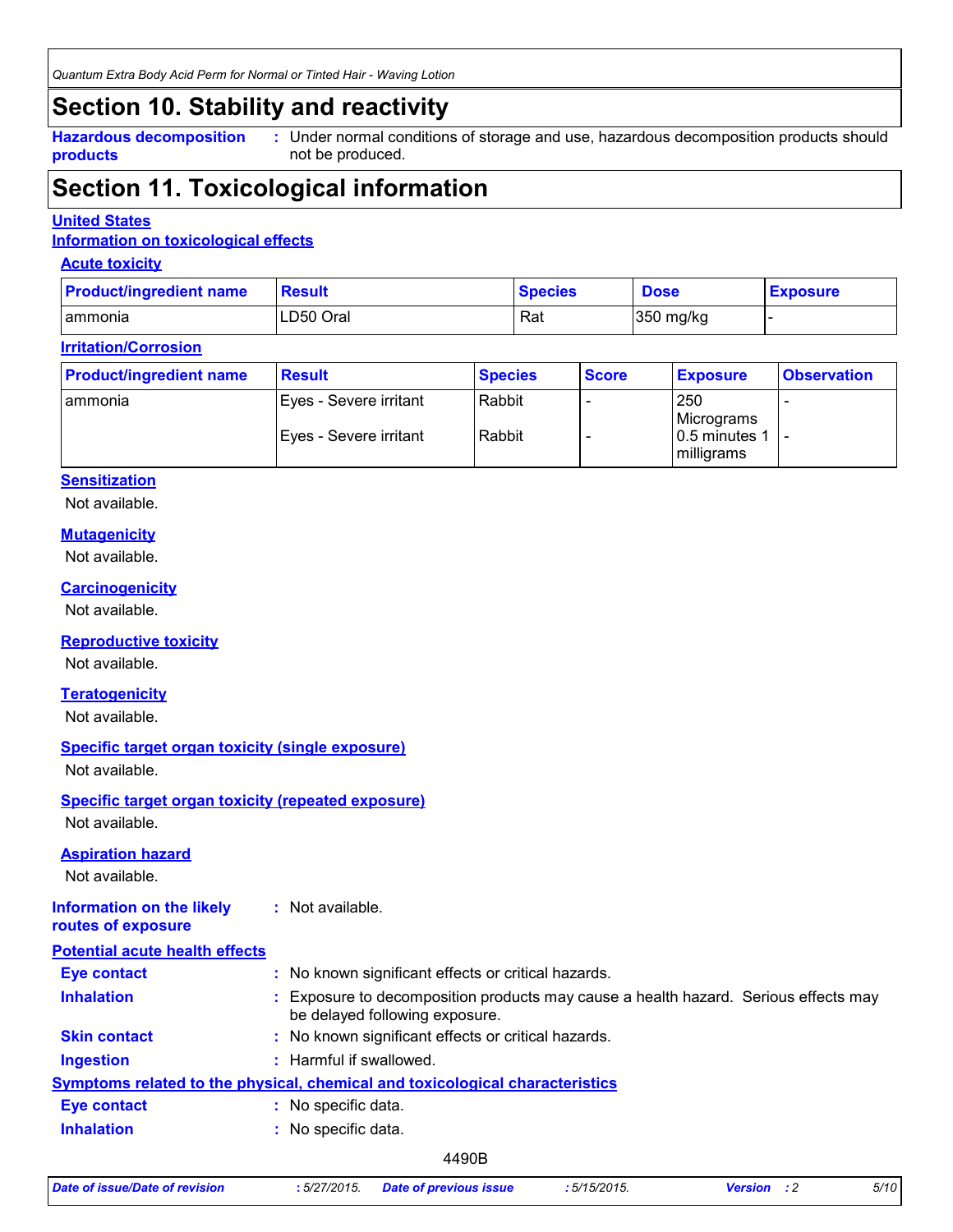## Section 10. Stability and reactivity

**Hazardous decomposition products** : Under normal conditions of storage and use, hazardous decomposition products should not be produced.

## Section 11. Toxicological information

**United States**

**Information on toxicological effects**

**Acute toxicity**

| Product/ingredient name | Result | Species | Dose | Exposure |
|---|---|---|---|---|
| ammonia | LD50 Oral | Rat | 350 mg/kg | - |

**Irritation/Corrosion**

| Product/ingredient name | Result | Species | Score | Exposure | Observation |
|---|---|---|---|---|---|
| ammonia | Eyes - Severe irritant | Rabbit | - | 250 Micrograms | - |
| | Eyes - Severe irritant | Rabbit | - | 0.5 minutes 1 milligrams | - |

**Sensitization**

Not available.

**Mutagenicity**

Not available.

**Carcinogenicity**

Not available.

**Reproductive toxicity**

Not available.

**Teratogenicity**

Not available.

**Specific target organ toxicity (single exposure)**

Not available.

**Specific target organ toxicity (repeated exposure)**

Not available.

**Aspiration hazard**

Not available.

**Information on the likely routes of exposure** : Not available.

**Potential acute health effects**

**Eye contact** : No known significant effects or critical hazards.

**Inhalation** : Exposure to decomposition products may cause a health hazard. Serious effects may be delayed following exposure.

**Skin contact** : No known significant effects or critical hazards.

**Ingestion** : Harmful if swallowed.

**Symptoms related to the physical, chemical and toxicological characteristics**

**Eye contact** : No specific data.

**Inhalation** : No specific data.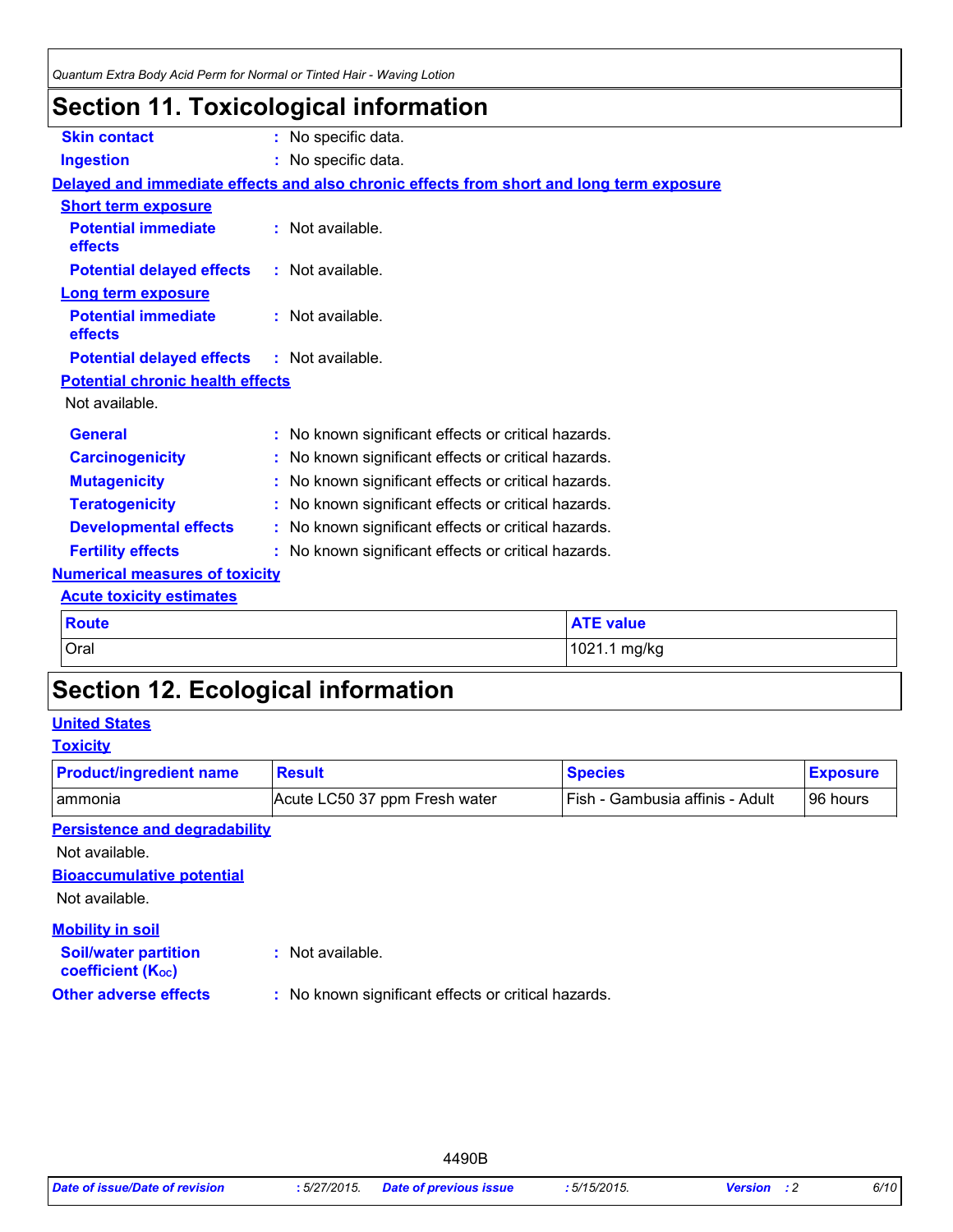## Section 11. Toxicological information

**Skin contact** : No specific data.

**Ingestion** : No specific data.

**Delayed and immediate effects and also chronic effects from short and long term exposure**

**Short term exposure**

**Potential immediate effects** : Not available.

**Potential delayed effects** : Not available.

**Long term exposure**

**Potential immediate effects** : Not available.

**Potential delayed effects** : Not available.

**Potential chronic health effects**

Not available.

**General** : No known significant effects or critical hazards.

**Carcinogenicity** : No known significant effects or critical hazards.

**Mutagenicity** : No known significant effects or critical hazards.

**Teratogenicity** : No known significant effects or critical hazards.

**Developmental effects** : No known significant effects or critical hazards.

**Fertility effects** : No known significant effects or critical hazards.

**Numerical measures of toxicity**

**Acute toxicity estimates**

| Route | ATE value |
|---|---|
| Oral | 1021.1 mg/kg |

## Section 12. Ecological information

**United States**

**Toxicity**

| Product/ingredient name | Result | Species | Exposure |
|---|---|---|---|
| ammonia | Acute LC50 37 ppm Fresh water | Fish - Gambusia affinis - Adult | 96 hours |

**Persistence and degradability**

Not available.

**Bioaccumulative potential**

Not available.

**Mobility in soil**

**Soil/water partition coefficient ($K_{OC}$)** : Not available.

**Other adverse effects** : No known significant effects or critical hazards.

4490B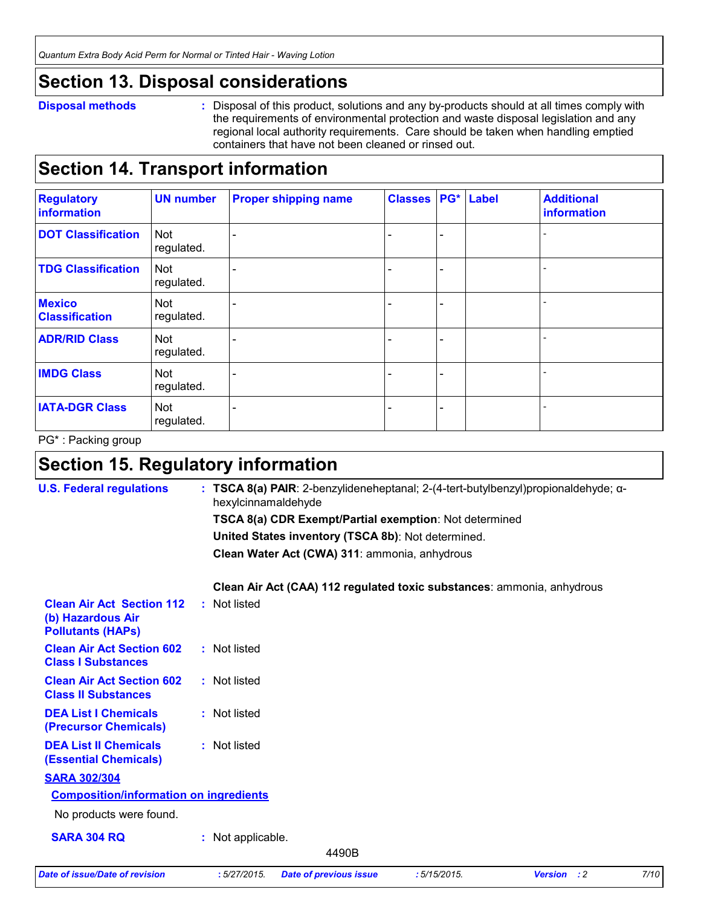## Section 13. Disposal considerations

**Disposal methods** : Disposal of this product, solutions and any by-products should at all times comply with the requirements of environmental protection and waste disposal legislation and any regional local authority requirements. Care should be taken when handling emptied containers that have not been cleaned or rinsed out.

## Section 14. Transport information

| Regulatory information | UN number | Proper shipping name | Classes | PG* | Label | Additional information |
|---|---|---|---|---|---|---|
| DOT Classification | Not regulated. | - | - | - | | - |
| TDG Classification | Not regulated. | - | - | - | | - |
| Mexico Classification | Not regulated. | - | - | - | | - |
| ADR/RID Class | Not regulated. | - | - | - | | - |
| IMDG Class | Not regulated. | - | - | - | | - |
| IATA-DGR Class | Not regulated. | - | - | - | | - |

PG* : Packing group

## Section 15. Regulatory information

**U.S. Federal regulations** : **TSCA 8(a) PAIR**: 2-benzylideneheptanal; 2-(4-tert-butylbenzyl)propionaldehyde; α-hexylcinnamaldehyde

**TSCA 8(a) CDR Exempt/Partial exemption**: Not determined

**United States inventory (TSCA 8b)**: Not determined.

**Clean Water Act (CWA) 311**: ammonia, anhydrous

**Clean Air Act (CAA) 112 regulated toxic substances**: ammonia, anhydrous

**Clean Air Act Section 112 (b) Hazardous Air Pollutants (HAPs)** : Not listed

**Clean Air Act Section 602 Class I Substances** : Not listed

**Clean Air Act Section 602 Class II Substances** : Not listed

**DEA List I Chemicals (Precursor Chemicals)** : Not listed

**DEA List II Chemicals (Essential Chemicals)** : Not listed

**SARA 302/304**

**Composition/information on ingredients**

No products were found.

**SARA 304 RQ** : Not applicable.

4490B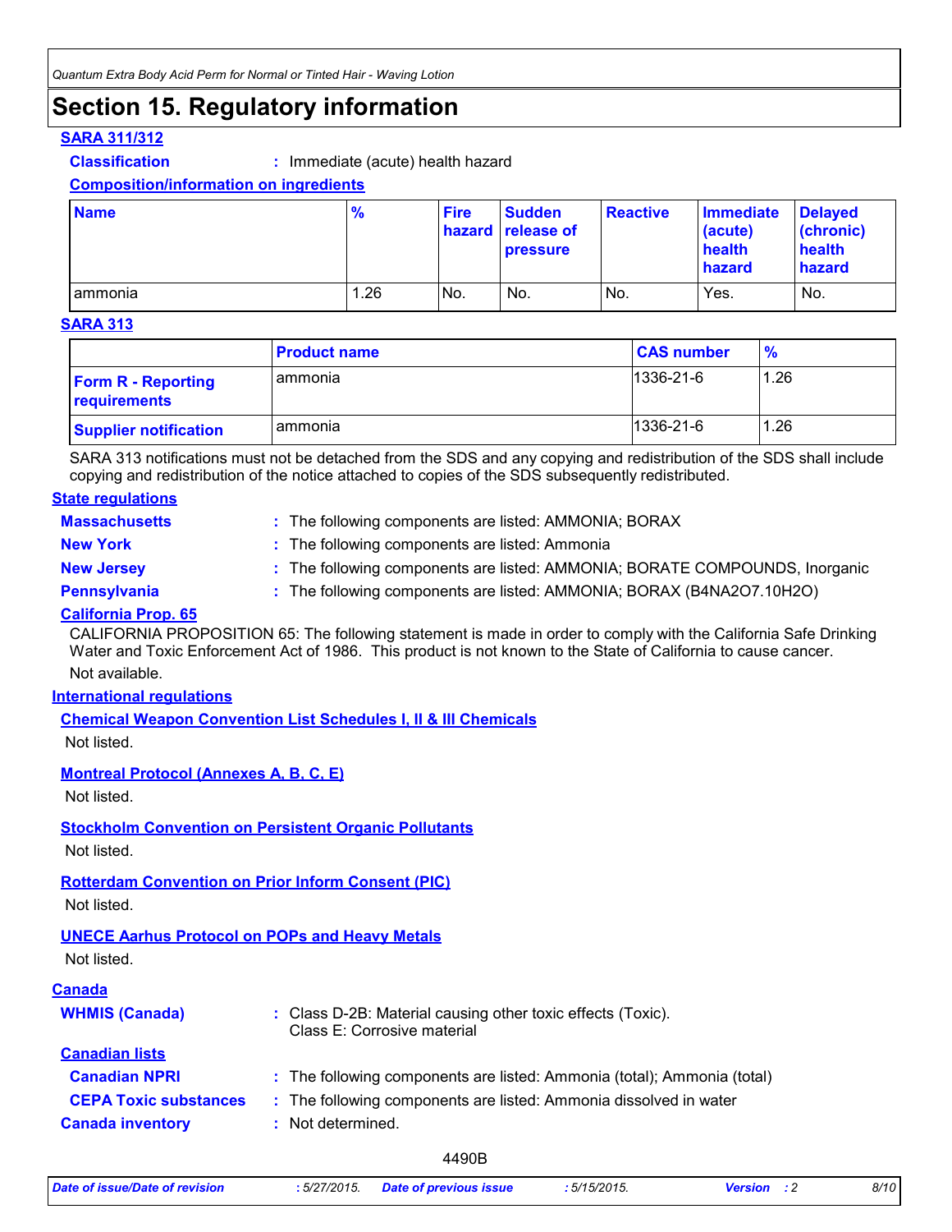# Section 15. Regulatory information

**SARA 311/312**

**Classification** : Immediate (acute) health hazard

**Composition/information on ingredients**

| Name | % | Fire hazard | Sudden release of pressure | Reactive | Immediate (acute) health hazard | Delayed (chronic) health hazard |
|---|---|---|---|---|---|---|
| ammonia | 1.26 | No. | No. | No. | Yes. | No. |

**SARA 313**

| | Product name | CAS number | % |
|---|---|---|---|
| **Form R - Reporting requirements** | ammonia | 1336-21-6 | 1.26 |
| **Supplier notification** | ammonia | 1336-21-6 | 1.26 |

SARA 313 notifications must not be detached from the SDS and any copying and redistribution of the SDS shall include copying and redistribution of the notice attached to copies of the SDS subsequently redistributed.

**State regulations**

**Massachusetts** : The following components are listed: AMMONIA; BORAX

**New York** : The following components are listed: Ammonia

**New Jersey** : The following components are listed: AMMONIA; BORATE COMPOUNDS, Inorganic

**Pennsylvania** : The following components are listed: AMMONIA; BORAX ($B_4NA_2O_7.10H_2O$)

**California Prop. 65**

CALIFORNIA PROPOSITION 65: The following statement is made in order to comply with the California Safe Drinking Water and Toxic Enforcement Act of 1986. This product is not known to the State of California to cause cancer.

Not available.

**International regulations**

**Chemical Weapon Convention List Schedules I, II & III Chemicals**

Not listed.

**Montreal Protocol (Annexes A, B, C, E)**

Not listed.

**Stockholm Convention on Persistent Organic Pollutants**

Not listed.

**Rotterdam Convention on Prior Inform Consent (PIC)**

Not listed.

**UNECE Aarhus Protocol on POPs and Heavy Metals**

Not listed.

**Canada**

**WHMIS (Canada)** : Class D-2B: Material causing other toxic effects (Toxic).
Class E: Corrosive material

**Canadian lists**

**Canadian NPRI** : The following components are listed: Ammonia (total); Ammonia (total)

**CEPA Toxic substances** : The following components are listed: Ammonia dissolved in water

**Canada inventory** : Not determined.

4490B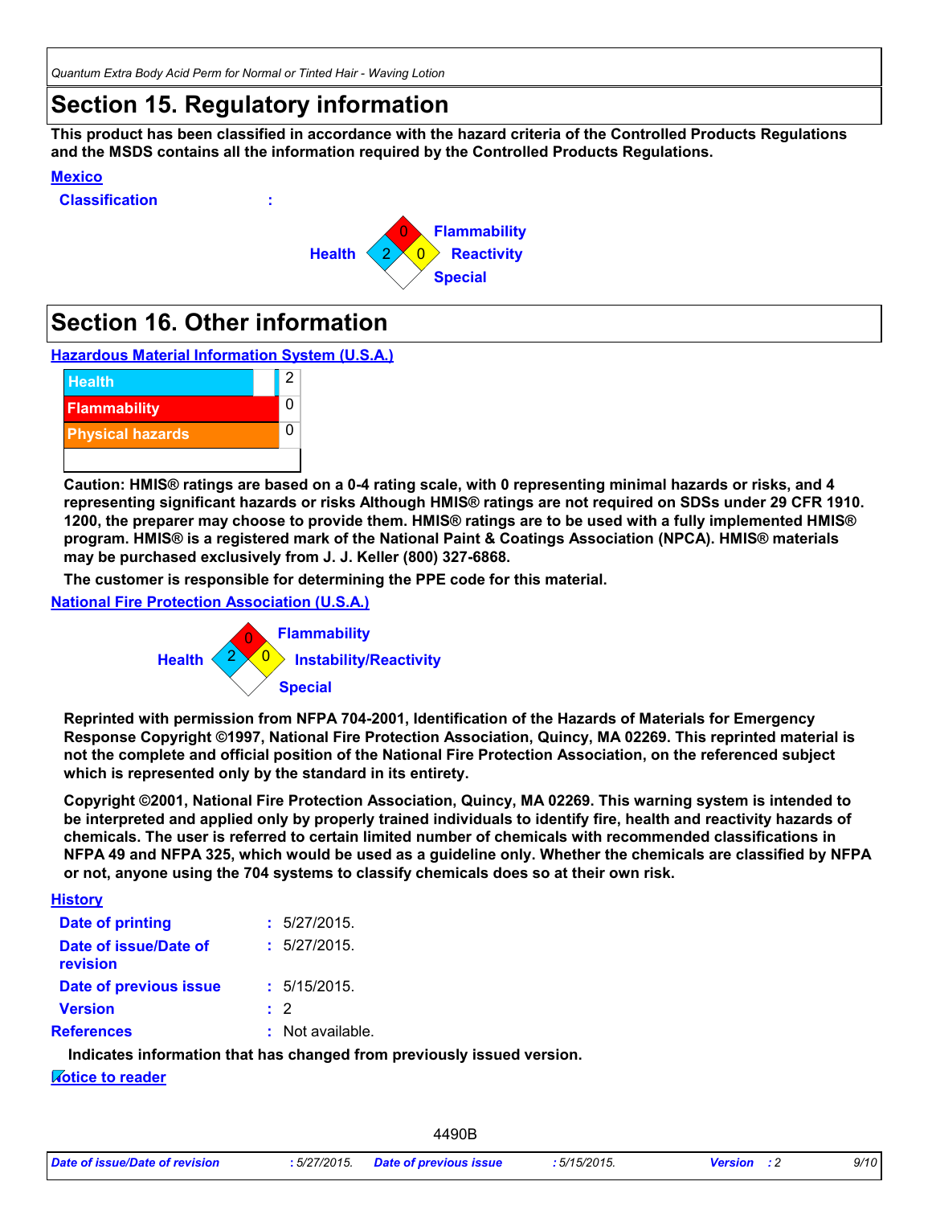## Section 15. Regulatory information

**This product has been classified in accordance with the hazard criteria of the Controlled Products Regulations and the MSDS contains all the information required by the Controlled Products Regulations.**

**Mexico**

**Classification** :

| | |
|---|---|
| Health | 2 |
| Flammability | 0 |
| Reactivity | 0 |
| Special | |

## Section 16. Other information

**Hazardous Material Information System (U.S.A.)**

| | |
|---|---|
| Health | 2 |
| Flammability | 0 |
| Physical hazards | 0 |

**Caution: HMIS® ratings are based on a 0-4 rating scale, with 0 representing minimal hazards or risks, and 4 representing significant hazards or risks Although HMIS® ratings are not required on SDSs under 29 CFR 1910. 1200, the preparer may choose to provide them. HMIS® ratings are to be used with a fully implemented HMIS® program. HMIS® is a registered mark of the National Paint & Coatings Association (NPCA). HMIS® materials may be purchased exclusively from J. J. Keller (800) 327-6868.**

**The customer is responsible for determining the PPE code for this material.**

**National Fire Protection Association (U.S.A.)**

| | |
|---|---|
| Health | 2 |
| Flammability | 0 |
| Instability/Reactivity | 0 |
| Special | |

**Reprinted with permission from NFPA 704-2001, Identification of the Hazards of Materials for Emergency Response Copyright ©1997, National Fire Protection Association, Quincy, MA 02269. This reprinted material is not the complete and official position of the National Fire Protection Association, on the referenced subject which is represented only by the standard in its entirety.**

**Copyright ©2001, National Fire Protection Association, Quincy, MA 02269. This warning system is intended to be interpreted and applied only by properly trained individuals to identify fire, health and reactivity hazards of chemicals. The user is referred to certain limited number of chemicals with recommended classifications in NFPA 49 and NFPA 325, which would be used as a guideline only. Whether the chemicals are classified by NFPA or not, anyone using the 704 systems to classify chemicals does so at their own risk.**

**History**

| | |
|---|---|
| **Date of printing** | : 5/27/2015. |
| **Date of issue/Date of revision** | : 5/27/2015. |
| **Date of previous issue** | : 5/15/2015. |
| **Version** | : 2 |
| **References** | : Not available. |

**Indicates information that has changed from previously issued version.**

**Notice to reader**

4490B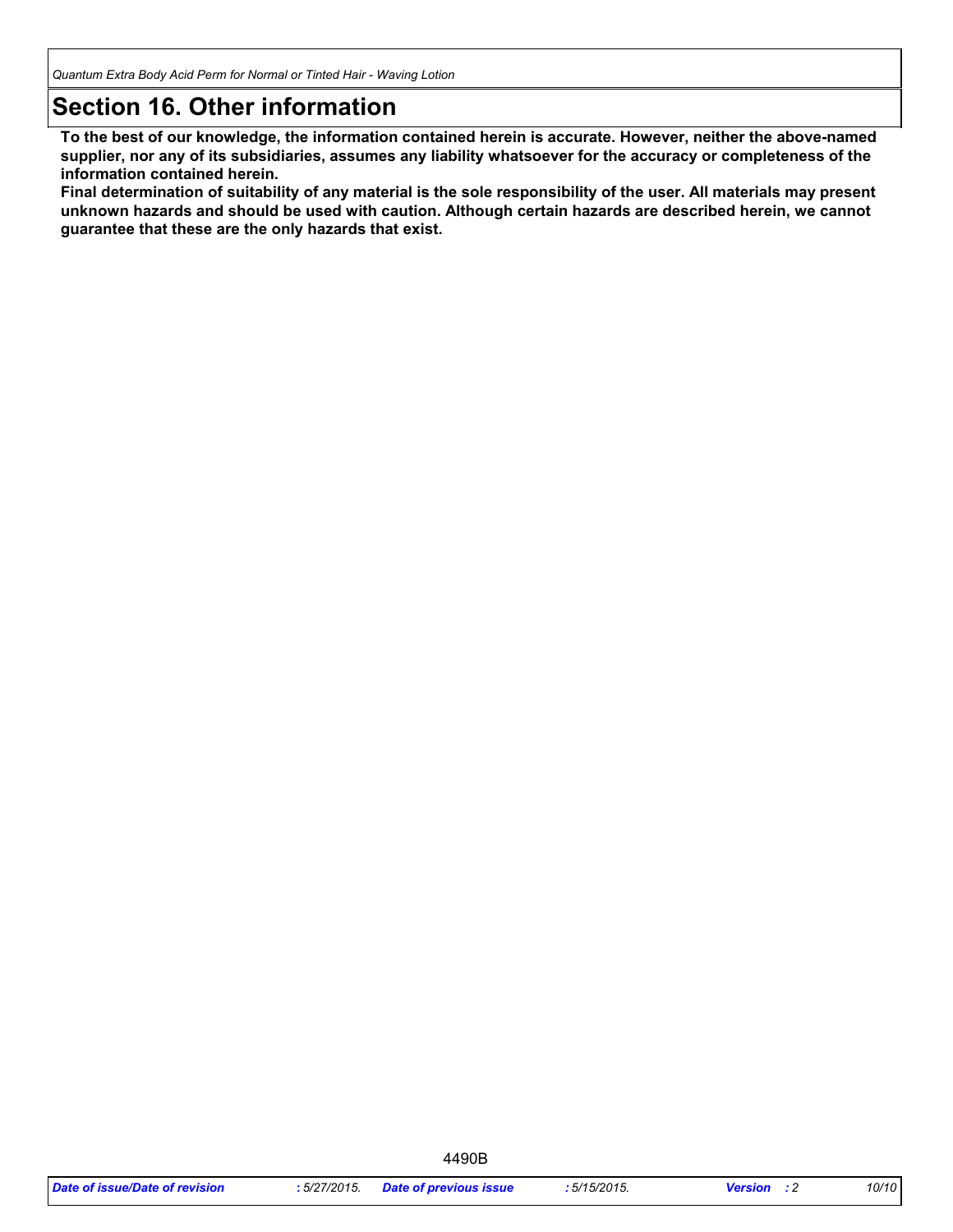## Section 16. Other information

**To the best of our knowledge, the information contained herein is accurate. However, neither the above-named supplier, nor any of its subsidiaries, assumes any liability whatsoever for the accuracy or completeness of the information contained herein.**

**Final determination of suitability of any material is the sole responsibility of the user. All materials may present unknown hazards and should be used with caution. Although certain hazards are described herein, we cannot guarantee that these are the only hazards that exist.**